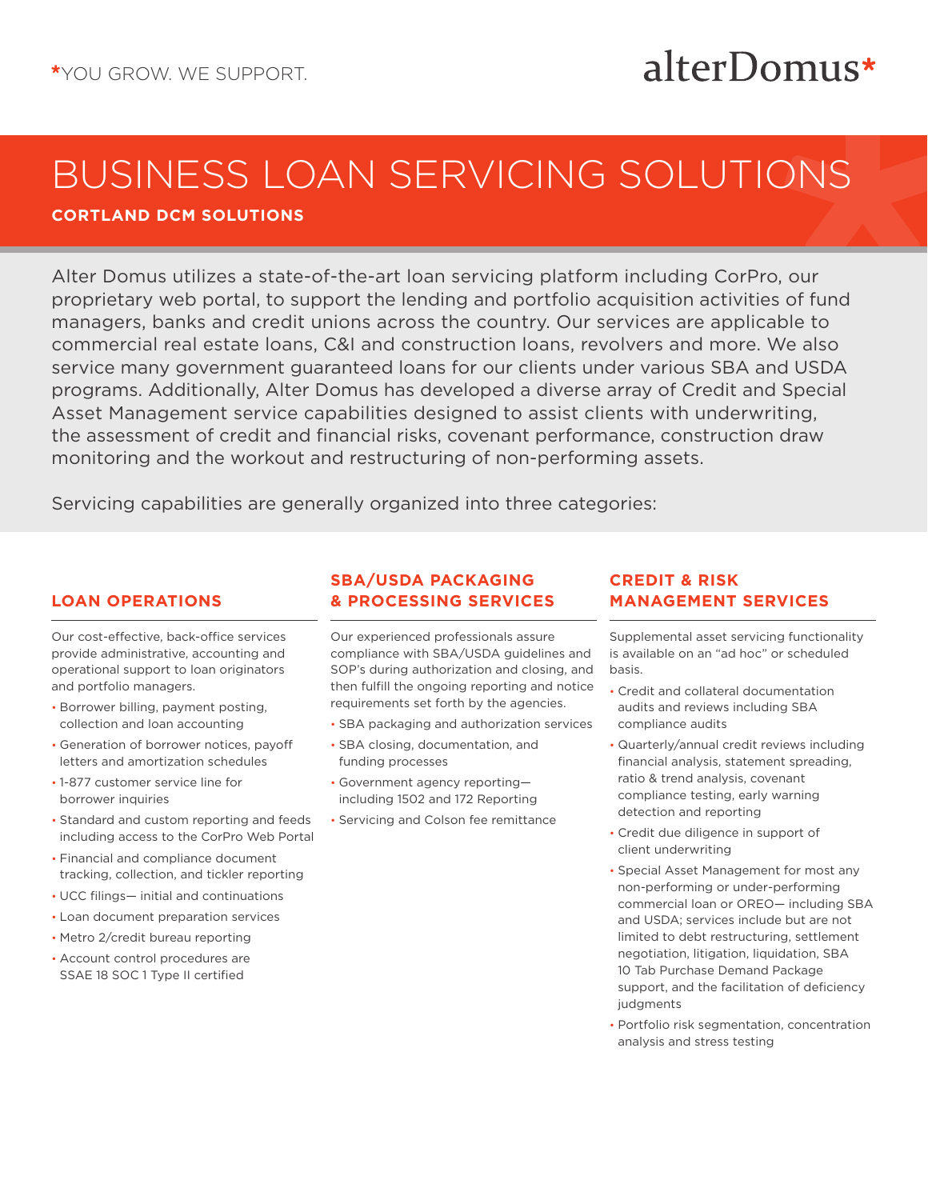*YOU GROW. WE SUPPORT.

alterDomus*

# BUSINESS LOAN SERVICING SOLUTIONS

**CORTLAND DCM SOLUTIONS**

Alter Domus utilizes a state-of-the-art loan servicing platform including CorPro, our proprietary web portal, to support the lending and portfolio acquisition activities of fund managers, banks and credit unions across the country. Our services are applicable to commercial real estate loans, C&I and construction loans, revolvers and more. We also service many government guaranteed loans for our clients under various SBA and USDA programs. Additionally, Alter Domus has developed a diverse array of Credit and Special Asset Management service capabilities designed to assist clients with underwriting, the assessment of credit and financial risks, covenant performance, construction draw monitoring and the workout and restructuring of non-performing assets.

Servicing capabilities are generally organized into three categories:

## LOAN OPERATIONS

Our cost-effective, back-office services provide administrative, accounting and operational support to loan originators and portfolio managers.

- Borrower billing, payment posting, collection and loan accounting
- Generation of borrower notices, payoff letters and amortization schedules
- 1-877 customer service line for borrower inquiries
- Standard and custom reporting and feeds including access to the CorPro Web Portal
- Financial and compliance document tracking, collection, and tickler reporting
- UCC filings— initial and continuations
- Loan document preparation services
- Metro 2/credit bureau reporting
- Account control procedures are SSAE 18 SOC 1 Type II certified

## SBA/USDA PACKAGING & PROCESSING SERVICES

Our experienced professionals assure compliance with SBA/USDA guidelines and SOP's during authorization and closing, and then fulfill the ongoing reporting and notice requirements set forth by the agencies.

- SBA packaging and authorization services
- SBA closing, documentation, and funding processes
- Government agency reporting— including 1502 and 172 Reporting
- Servicing and Colson fee remittance

## CREDIT & RISK MANAGEMENT SERVICES

Supplemental asset servicing functionality is available on an "ad hoc" or scheduled basis.

- Credit and collateral documentation audits and reviews including SBA compliance audits
- Quarterly/annual credit reviews including financial analysis, statement spreading, ratio & trend analysis, covenant compliance testing, early warning detection and reporting
- Credit due diligence in support of client underwriting
- Special Asset Management for most any non-performing or under-performing commercial loan or OREO— including SBA and USDA; services include but are not limited to debt restructuring, settlement negotiation, litigation, liquidation, SBA 10 Tab Purchase Demand Package support, and the facilitation of deficiency judgments
- Portfolio risk segmentation, concentration analysis and stress testing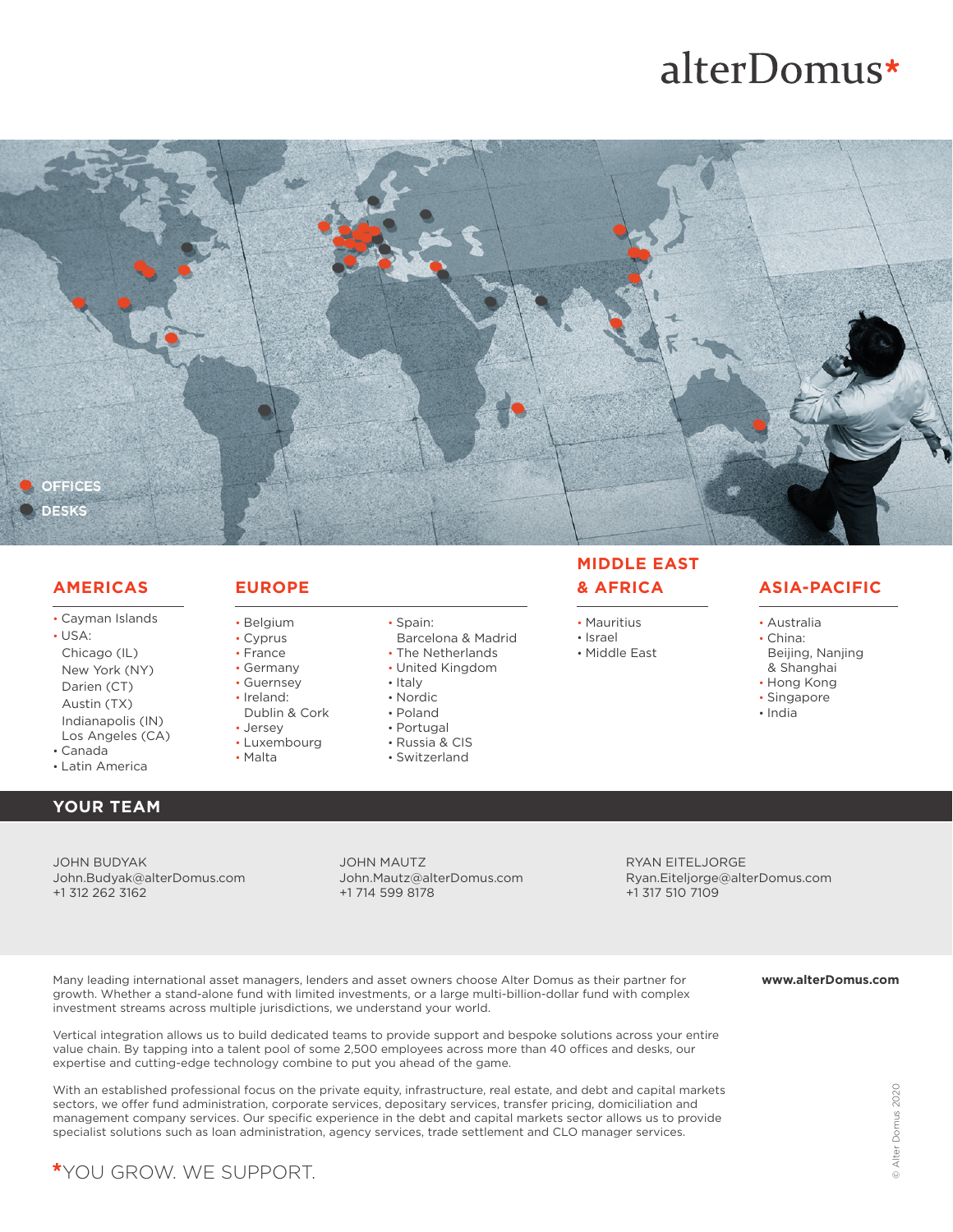# alterDomus*

OFFICES

DESKS

## AMERICAS

- Cayman Islands
- USA:
  Chicago (IL)
  New York (NY)
  Darien (CT)
  Austin (TX)
  Indianapolis (IN)
  Los Angeles (CA)
- Canada
- Latin America

## EUROPE

- Belgium
- Cyprus
- France
- Germany
- Guernsey
- Ireland:
  Dublin & Cork
- Jersey
- Luxembourg
- Malta
- Spain:
  Barcelona & Madrid
- The Netherlands
- United Kingdom
- Italy
- Nordic
- Poland
- Portugal
- Russia & CIS
- Switzerland

## MIDDLE EAST & AFRICA

- Mauritius
- Israel
- Middle East

## ASIA-PACIFIC

- Australia
- China:
  Beijing, Nanjing
  & Shanghai
- Hong Kong
- Singapore
- India

## YOUR TEAM

JOHN BUDYAK
John.Budyak@alterDomus.com
+1 312 262 3162

JOHN MAUTZ
John.Mautz@alterDomus.com
+1 714 599 8178

RYAN EITELJORGE
Ryan.Eiteljorge@alterDomus.com
+1 317 510 7109

Many leading international asset managers, lenders and asset owners choose Alter Domus as their partner for growth. Whether a stand-alone fund with limited investments, or a large multi-billion-dollar fund with complex investment streams across multiple jurisdictions, we understand your world.

Vertical integration allows us to build dedicated teams to provide support and bespoke solutions across your entire value chain. By tapping into a talent pool of some 2,500 employees across more than 40 offices and desks, our expertise and cutting-edge technology combine to put you ahead of the game.

With an established professional focus on the private equity, infrastructure, real estate, and debt and capital markets sectors, we offer fund administration, corporate services, depositary services, transfer pricing, domiciliation and management company services. Our specific experience in the debt and capital markets sector allows us to provide specialist solutions such as loan administration, agency services, trade settlement and CLO manager services.

**www.alterDomus.com**

*YOU GROW. WE SUPPORT.

© Alter Domus 2020